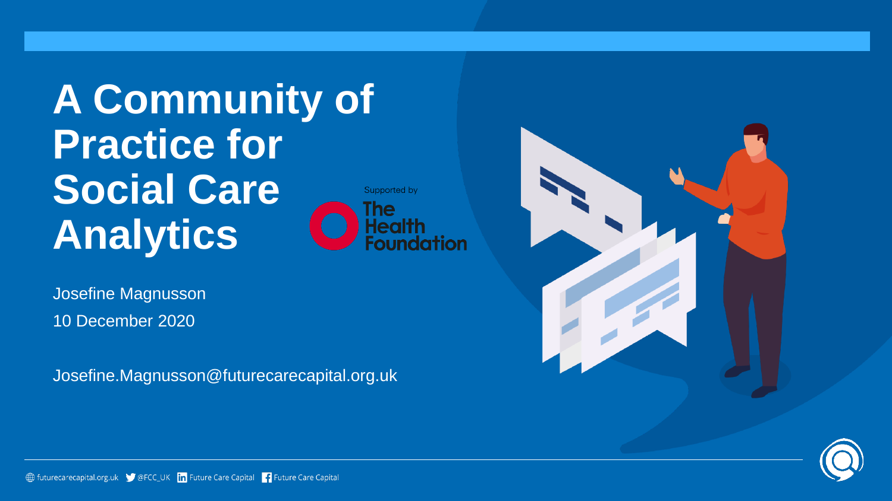# A Community of Practice for Social Care Analytics

Supported by The Health Foundation

Josefine Magnusson

10 December 2020

Josefine.Magnusson@futurecarecapital.org.uk

futurecarecapital.org.uk @FCC_UK Future Care Capital Future Care Capital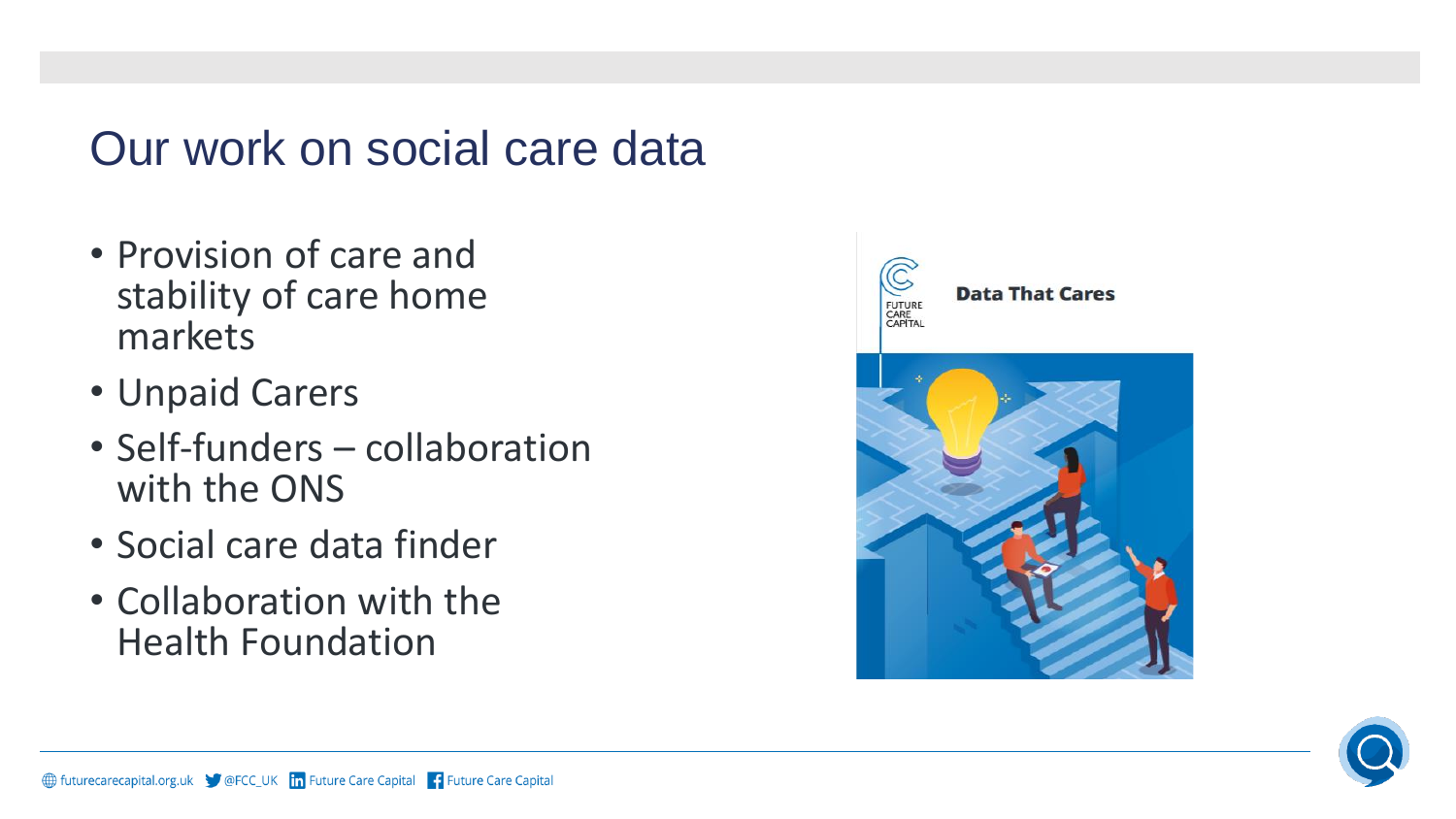# Our work on social care data

- Provision of care and stability of care home markets
- Unpaid Carers
- Self-funders – collaboration with the ONS
- Social care data finder
- Collaboration with the Health Foundation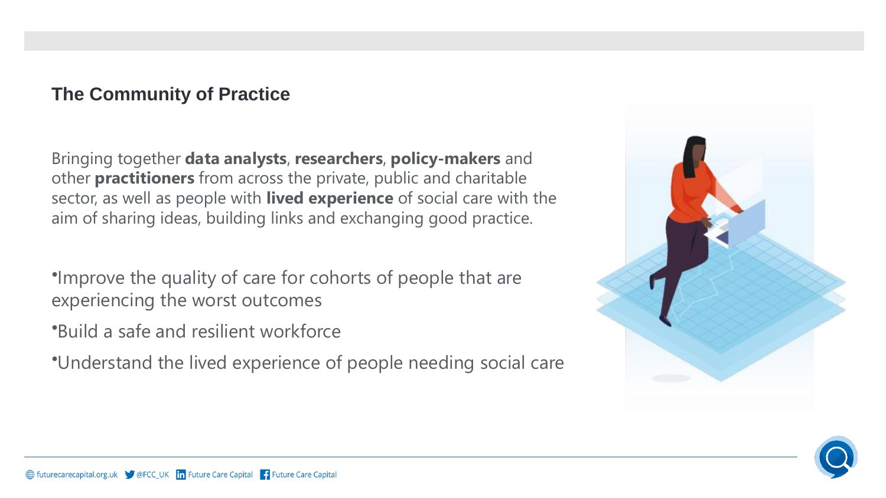## The Community of Practice

Bringing together **data analysts**, **researchers**, **policy-makers** and other **practitioners** from across the private, public and charitable sector, as well as people with **lived experience** of social care with the aim of sharing ideas, building links and exchanging good practice.

- Improve the quality of care for cohorts of people that are experiencing the worst outcomes
- Build a safe and resilient workforce
- Understand the lived experience of people needing social care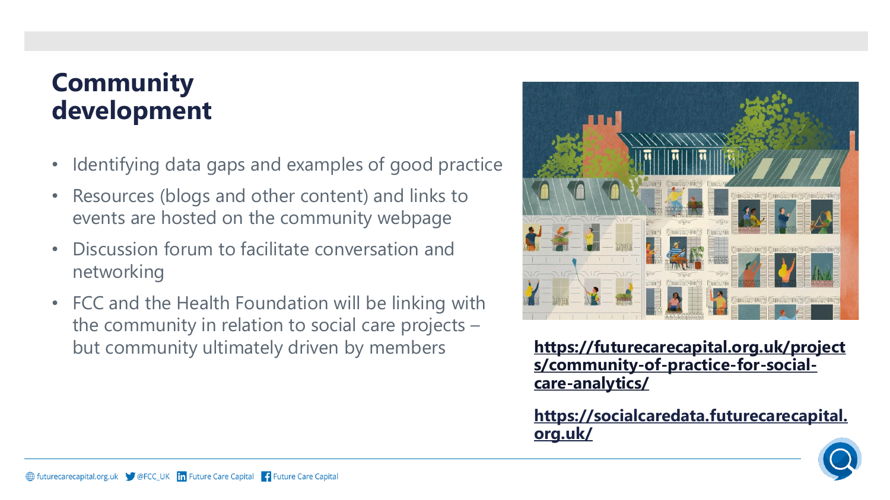# Community development

- Identifying data gaps and examples of good practice
- Resources (blogs and other content) and links to events are hosted on the community webpage
- Discussion forum to facilitate conversation and networking
- FCC and the Health Foundation will be linking with the community in relation to social care projects – but community ultimately driven by members

**https://futurecarecapital.org.uk/projects/community-of-practice-for-social-care-analytics/**

**https://socialcaredata.futurecarecapital.org.uk/**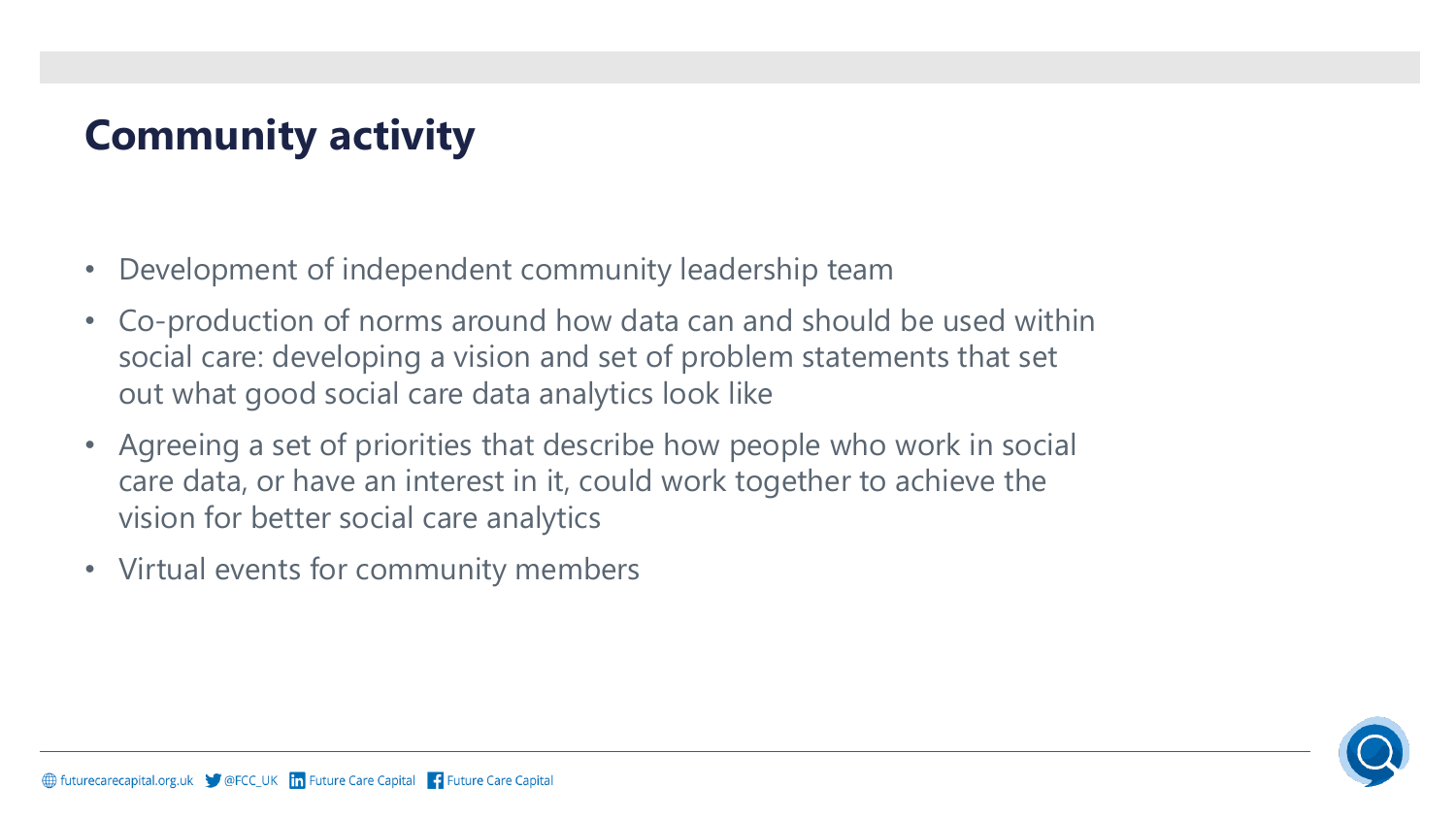# Community activity

- Development of independent community leadership team
- Co-production of norms around how data can and should be used within social care: developing a vision and set of problem statements that set out what good social care data analytics look like
- Agreeing a set of priorities that describe how people who work in social care data, or have an interest in it, could work together to achieve the vision for better social care analytics
- Virtual events for community members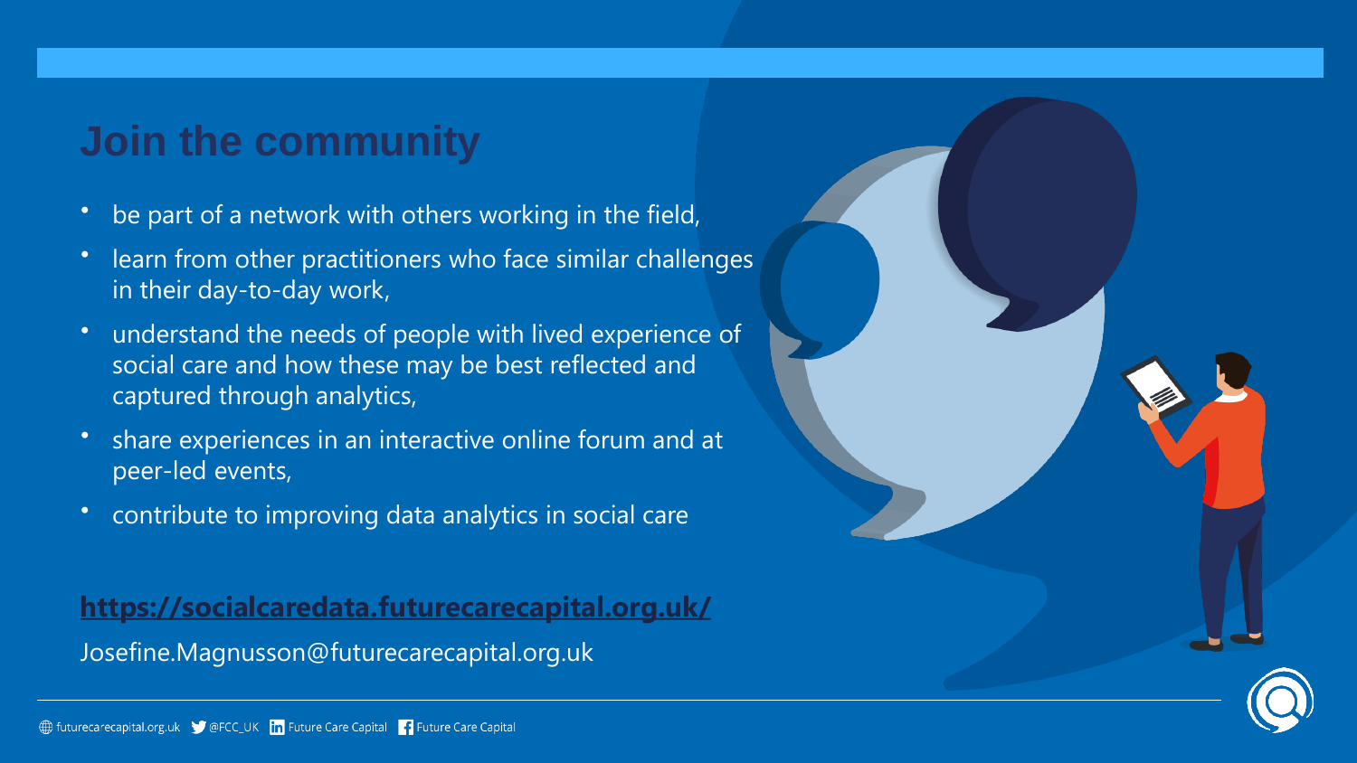# Join the community

- be part of a network with others working in the field,
- learn from other practitioners who face similar challenges in their day-to-day work,
- understand the needs of people with lived experience of social care and how these may be best reflected and captured through analytics,
- share experiences in an interactive online forum and at peer-led events,
- contribute to improving data analytics in social care

**https://socialcaredata.futurecarecapital.org.uk/**

Josefine.Magnusson@futurecarecapital.org.uk